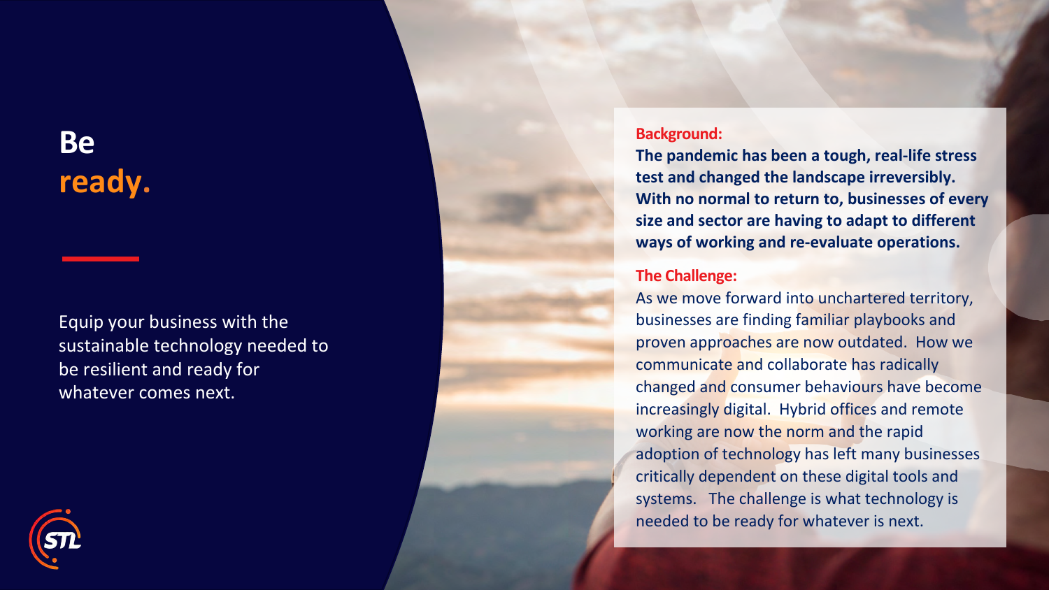# Be ready.

Equip your business with the sustainable technology needed to be resilient and ready for whatever comes next.

**Background:**

**The pandemic has been a tough, real-life stress test and changed the landscape irreversibly. With no normal to return to, businesses of every size and sector are having to adapt to different ways of working and re-evaluate operations.**

**The Challenge:**

As we move forward into unchartered territory, businesses are finding familiar playbooks and proven approaches are now outdated. How we communicate and collaborate has radically changed and consumer behaviours have become increasingly digital. Hybrid offices and remote working are now the norm and the rapid adoption of technology has left many businesses critically dependent on these digital tools and systems. The challenge is what technology is needed to be ready for whatever is next.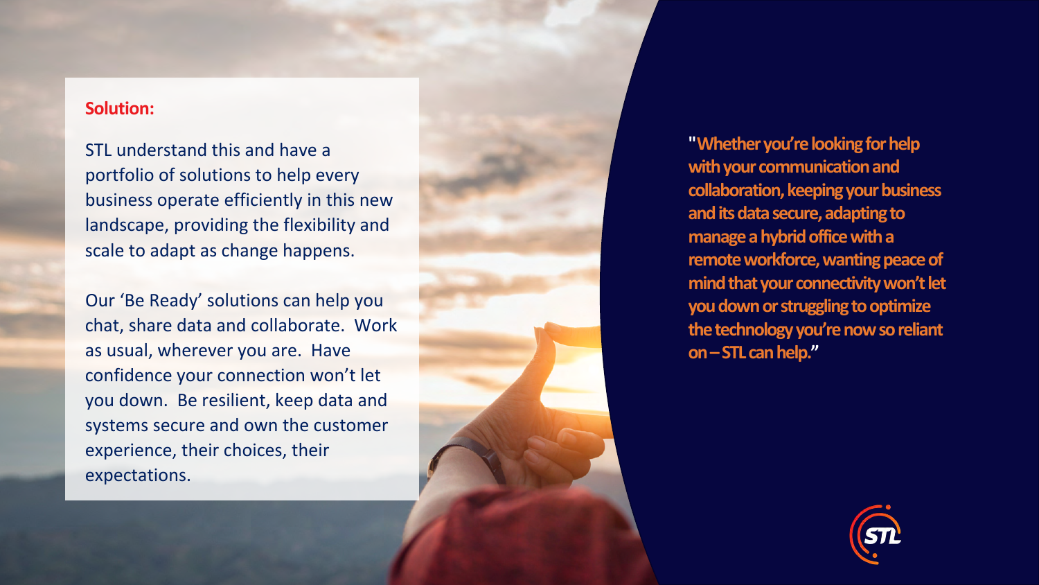**Solution:**

STL understand this and have a portfolio of solutions to help every business operate efficiently in this new landscape, providing the flexibility and scale to adapt as change happens.

Our 'Be Ready' solutions can help you chat, share data and collaborate. Work as usual, wherever you are. Have confidence your connection won't let you down. Be resilient, keep data and systems secure and own the customer experience, their choices, their expectations.

**"Whether you're looking for help with your communication and collaboration, keeping your business and its data secure, adapting to manage a hybrid office with a remote workforce, wanting peace of mind that your connectivity won't let you down or struggling to optimize the technology you're now so reliant on – STL can help."**

STL